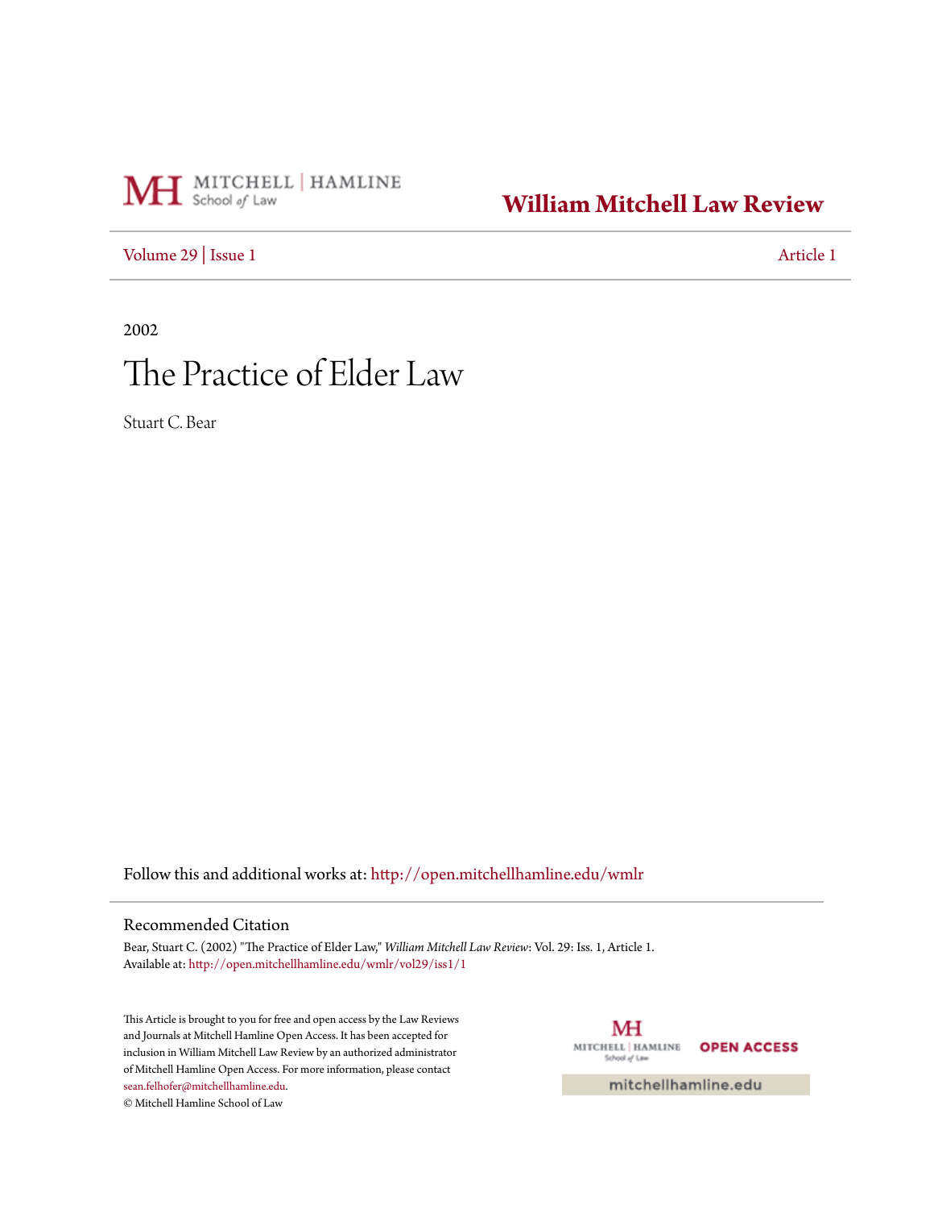MITCHELL | HAMLINE School of Law

**William Mitchell Law Review**

Volume 29 | Issue 1 — Article 1

2002

# The Practice of Elder Law

Stuart C. Bear

Follow this and additional works at: http://open.mitchellhamline.edu/wmlr

## Recommended Citation

Bear, Stuart C. (2002) "The Practice of Elder Law," *William Mitchell Law Review*: Vol. 29: Iss. 1, Article 1.
Available at: http://open.mitchellhamline.edu/wmlr/vol29/iss1/1

This Article is brought to you for free and open access by the Law Reviews and Journals at Mitchell Hamline Open Access. It has been accepted for inclusion in William Mitchell Law Review by an authorized administrator of Mitchell Hamline Open Access. For more information, please contact sean.felhofer@mitchellhamline.edu.

© Mitchell Hamline School of Law

MITCHELL | HAMLINE School of Law — OPEN ACCESS

mitchellhamline.edu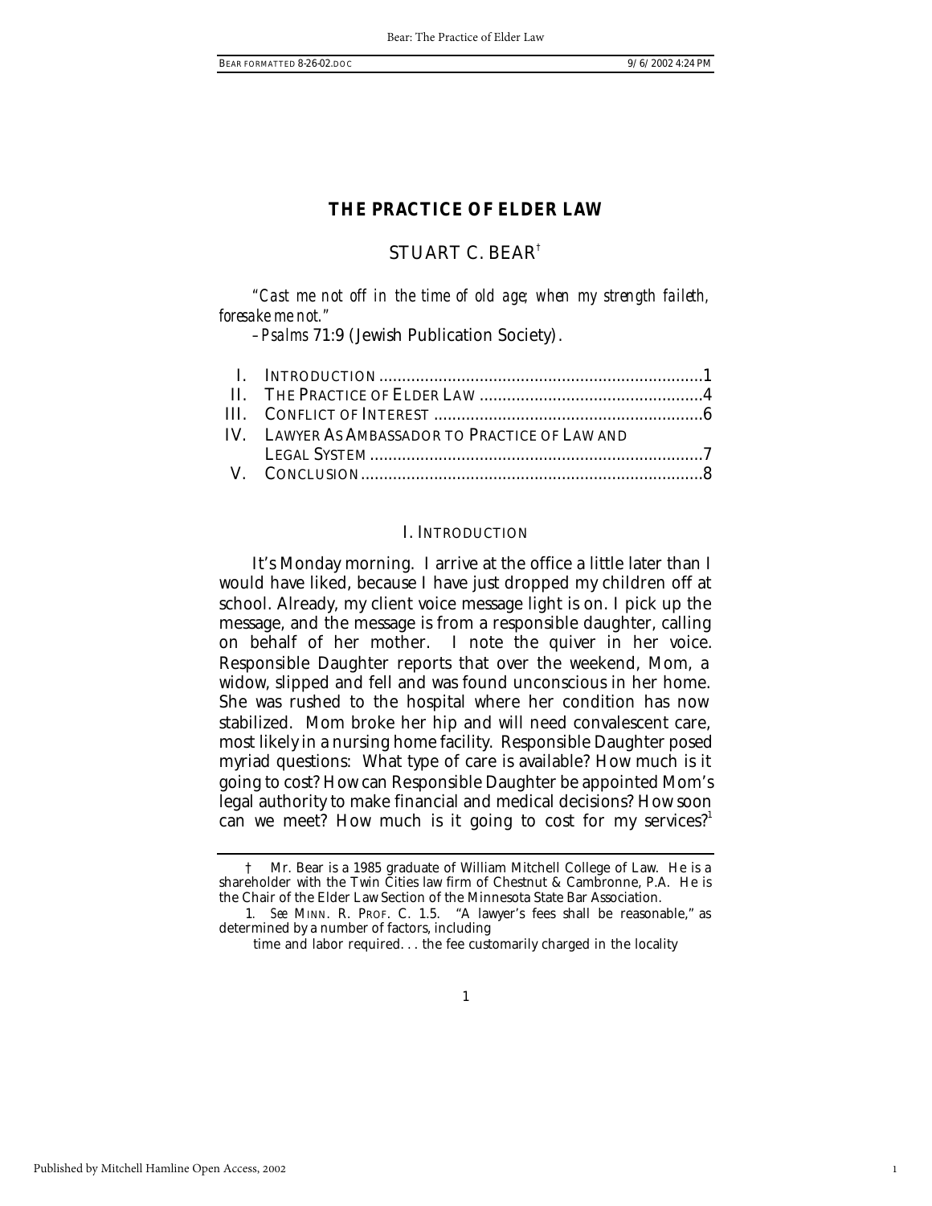# THE PRACTICE OF ELDER LAW

## STUART C. BEAR[†]

*"Cast me not off in the time of old age; when my strength faileth, foresake me not."*

*–Psalms* 71:9 (Jewish Publication Society).

I. INTRODUCTION ......................................................................1
II. THE PRACTICE OF ELDER LAW ................................................4
III. CONFLICT OF INTEREST ..........................................................6
IV. LAWYER AS AMBASSADOR TO PRACTICE OF LAW AND LEGAL SYSTEM .........................................................................7
V. CONCLUSION..........................................................................8

### I. INTRODUCTION

It's Monday morning. I arrive at the office a little later than I would have liked, because I have just dropped my children off at school. Already, my client voice message light is on. I pick up the message, and the message is from a responsible daughter, calling on behalf of her mother. I note the quiver in her voice. Responsible Daughter reports that over the weekend, Mom, a widow, slipped and fell and was found unconscious in her home. She was rushed to the hospital where her condition has now stabilized. Mom broke her hip and will need convalescent care, most likely in a nursing home facility. Responsible Daughter posed myriad questions: What type of care is available? How much is it going to cost? How can Responsible Daughter be appointed Mom's legal authority to make financial and medical decisions? How soon can we meet? How much is it going to cost for my services?[1]

---

† Mr. Bear is a 1985 graduate of William Mitchell College of Law. He is a shareholder with the Twin Cities law firm of Chestnut & Cambronne, P.A. He is the Chair of the Elder Law Section of the Minnesota State Bar Association.

1. *See* MINN. R. PROF. C. 1.5. "A lawyer's fees shall be reasonable," as determined by a number of factors, including

> time and labor required. . . the fee customarily charged in the locality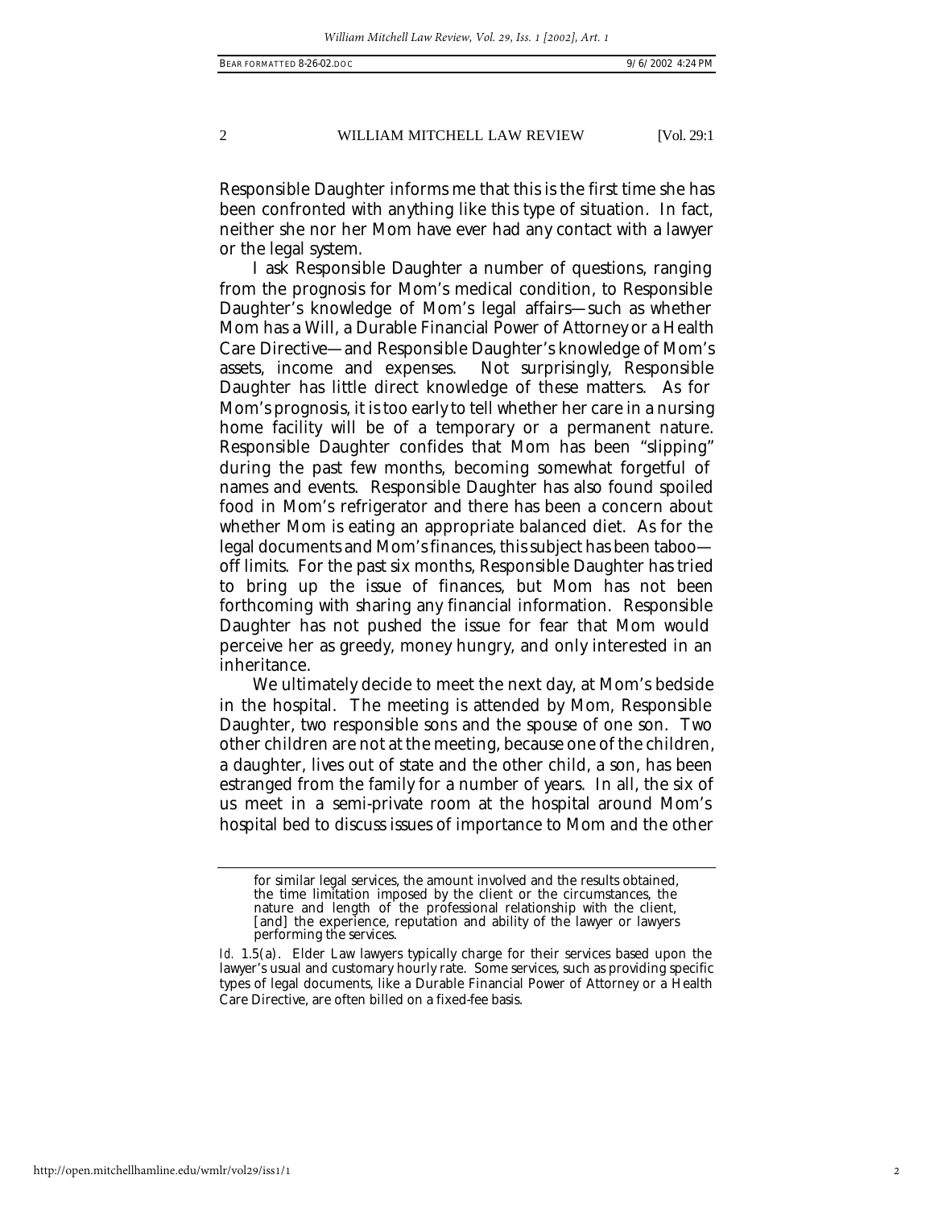Responsible Daughter informs me that this is the first time she has been confronted with anything like this type of situation. In fact, neither she nor her Mom have ever had any contact with a lawyer or the legal system.

I ask Responsible Daughter a number of questions, ranging from the prognosis for Mom's medical condition, to Responsible Daughter's knowledge of Mom's legal affairs—such as whether Mom has a Will, a Durable Financial Power of Attorney or a Health Care Directive—and Responsible Daughter's knowledge of Mom's assets, income and expenses. Not surprisingly, Responsible Daughter has little direct knowledge of these matters. As for Mom's prognosis, it is too early to tell whether her care in a nursing home facility will be of a temporary or a permanent nature. Responsible Daughter confides that Mom has been "slipping" during the past few months, becoming somewhat forgetful of names and events. Responsible Daughter has also found spoiled food in Mom's refrigerator and there has been a concern about whether Mom is eating an appropriate balanced diet. As for the legal documents and Mom's finances, this subject has been taboo—off limits. For the past six months, Responsible Daughter has tried to bring up the issue of finances, but Mom has not been forthcoming with sharing any financial information. Responsible Daughter has not pushed the issue for fear that Mom would perceive her as greedy, money hungry, and only interested in an inheritance.

We ultimately decide to meet the next day, at Mom's bedside in the hospital. The meeting is attended by Mom, Responsible Daughter, two responsible sons and the spouse of one son. Two other children are not at the meeting, because one of the children, a daughter, lives out of state and the other child, a son, has been estranged from the family for a number of years. In all, the six of us meet in a semi-private room at the hospital around Mom's hospital bed to discuss issues of importance to Mom and the other

---

for similar legal services, the amount involved and the results obtained, the time limitation imposed by the client or the circumstances, the nature and length of the professional relationship with the client, [and] the experience, reputation and ability of the lawyer or lawyers performing the services.

*Id.* 1.5(a). Elder Law lawyers typically charge for their services based upon the lawyer's usual and customary hourly rate. Some services, such as providing specific types of legal documents, like a Durable Financial Power of Attorney or a Health Care Directive, are often billed on a fixed-fee basis.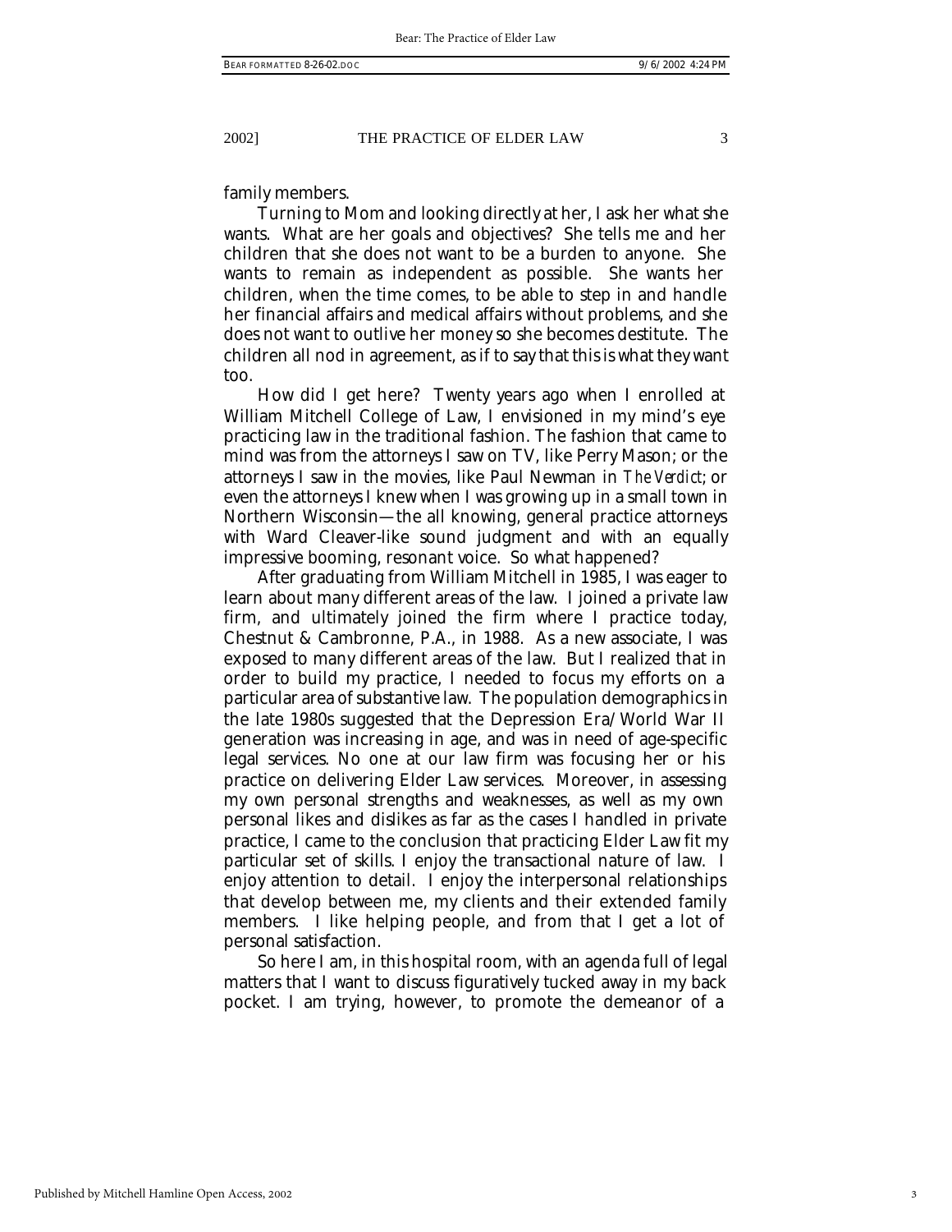family members.

Turning to Mom and looking directly at her, I ask her what she wants. What are her goals and objectives? She tells me and her children that she does not want to be a burden to anyone. She wants to remain as independent as possible. She wants her children, when the time comes, to be able to step in and handle her financial affairs and medical affairs without problems, and she does not want to outlive her money so she becomes destitute. The children all nod in agreement, as if to say that this is what they want too.

How did I get here? Twenty years ago when I enrolled at William Mitchell College of Law, I envisioned in my mind's eye practicing law in the traditional fashion. The fashion that came to mind was from the attorneys I saw on TV, like Perry Mason; or the attorneys I saw in the movies, like Paul Newman in *The Verdict*; or even the attorneys I knew when I was growing up in a small town in Northern Wisconsin—the all knowing, general practice attorneys with Ward Cleaver-like sound judgment and with an equally impressive booming, resonant voice. So what happened?

After graduating from William Mitchell in 1985, I was eager to learn about many different areas of the law. I joined a private law firm, and ultimately joined the firm where I practice today, Chestnut & Cambronne, P.A., in 1988. As a new associate, I was exposed to many different areas of the law. But I realized that in order to build my practice, I needed to focus my efforts on a particular area of substantive law. The population demographics in the late 1980s suggested that the Depression Era/World War II generation was increasing in age, and was in need of age-specific legal services. No one at our law firm was focusing her or his practice on delivering Elder Law services. Moreover, in assessing my own personal strengths and weaknesses, as well as my own personal likes and dislikes as far as the cases I handled in private practice, I came to the conclusion that practicing Elder Law fit my particular set of skills. I enjoy the transactional nature of law. I enjoy attention to detail. I enjoy the interpersonal relationships that develop between me, my clients and their extended family members. I like helping people, and from that I get a lot of personal satisfaction.

So here I am, in this hospital room, with an agenda full of legal matters that I want to discuss figuratively tucked away in my back pocket. I am trying, however, to promote the demeanor of a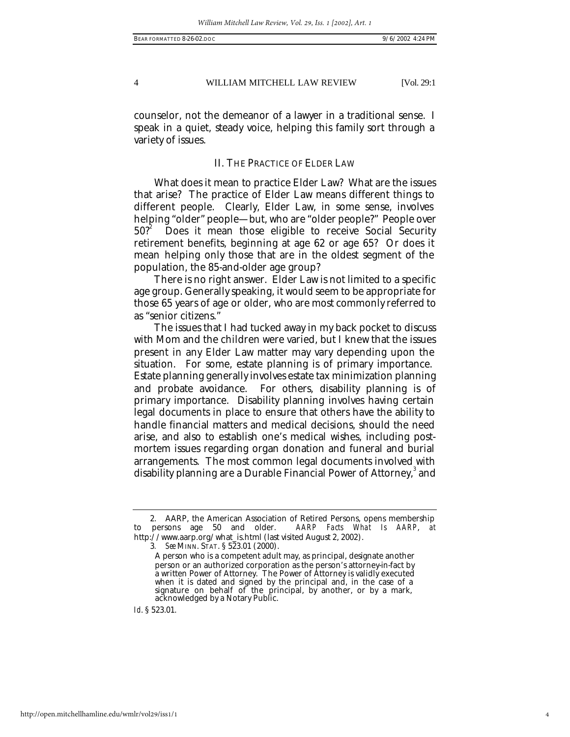counselor, not the demeanor of a lawyer in a traditional sense. I speak in a quiet, steady voice, helping this family sort through a variety of issues.

## II. The Practice of Elder Law

What does it mean to practice Elder Law? What are the issues that arise? The practice of Elder Law means different things to different people. Clearly, Elder Law, in some sense, involves helping "older" people—but, who are "older people?" People over 50?[2] Does it mean those eligible to receive Social Security retirement benefits, beginning at age 62 or age 65? Or does it mean helping only those that are in the oldest segment of the population, the 85-and-older age group?

There is no right answer. Elder Law is not limited to a specific age group. Generally speaking, it would seem to be appropriate for those 65 years of age or older, who are most commonly referred to as "senior citizens."

The issues that I had tucked away in my back pocket to discuss with Mom and the children were varied, but I knew that the issues present in any Elder Law matter may vary depending upon the situation. For some, estate planning is of primary importance. Estate planning generally involves estate tax minimization planning and probate avoidance. For others, disability planning is of primary importance. Disability planning involves having certain legal documents in place to ensure that others have the ability to handle financial matters and medical decisions, should the need arise, and also to establish one's medical wishes, including post-mortem issues regarding organ donation and funeral and burial arrangements. The most common legal documents involved with disability planning are a Durable Financial Power of Attorney,[3] and

---

2. AARP, the American Association of Retired Persons, opens membership to persons age 50 and older. *AARP Facts What Is AARP*, *at* http://www.aarp.org/what_is.html (last visited August 2, 2002).

3. *See* MINN. STAT. § 523.01 (2000).

> A person who is a competent adult may, as principal, designate another person or an authorized corporation as the person's attorney-in-fact by a written Power of Attorney. The Power of Attorney is validly executed when it is dated and signed by the principal and, in the case of a signature on behalf of the principal, by another, or by a mark, acknowledged by a Notary Public.

*Id.* § 523.01.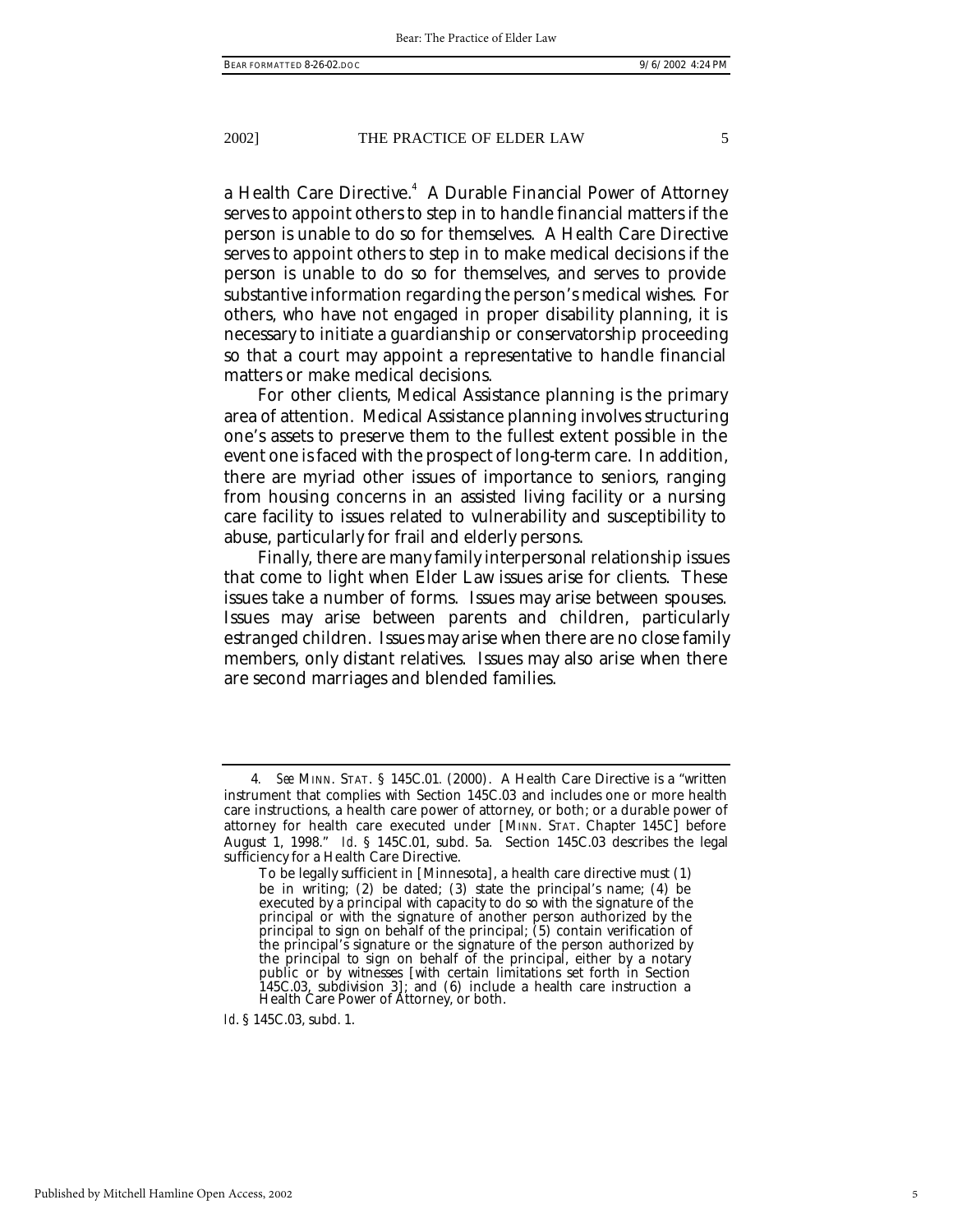a Health Care Directive.[4] A Durable Financial Power of Attorney serves to appoint others to step in to handle financial matters if the person is unable to do so for themselves. A Health Care Directive serves to appoint others to step in to make medical decisions if the person is unable to do so for themselves, and serves to provide substantive information regarding the person's medical wishes. For others, who have not engaged in proper disability planning, it is necessary to initiate a guardianship or conservatorship proceeding so that a court may appoint a representative to handle financial matters or make medical decisions.

For other clients, Medical Assistance planning is the primary area of attention. Medical Assistance planning involves structuring one's assets to preserve them to the fullest extent possible in the event one is faced with the prospect of long-term care. In addition, there are myriad other issues of importance to seniors, ranging from housing concerns in an assisted living facility or a nursing care facility to issues related to vulnerability and susceptibility to abuse, particularly for frail and elderly persons.

Finally, there are many family interpersonal relationship issues that come to light when Elder Law issues arise for clients. These issues take a number of forms. Issues may arise between spouses. Issues may arise between parents and children, particularly estranged children. Issues may arise when there are no close family members, only distant relatives. Issues may also arise when there are second marriages and blended families.

---

4. *See* MINN. STAT. § 145C.01. (2000). A Health Care Directive is a "written instrument that complies with Section 145C.03 and includes one or more health care instructions, a health care power of attorney, or both; or a durable power of attorney for health care executed under [MINN. STAT. Chapter 145C] before August 1, 1998." *Id.* § 145C.01, subd. 5a. Section 145C.03 describes the legal sufficiency for a Health Care Directive.

> To be legally sufficient in [Minnesota], a health care directive must (1) be in writing; (2) be dated; (3) state the principal's name; (4) be executed by a principal with capacity to do so with the signature of the principal or with the signature of another person authorized by the principal to sign on behalf of the principal; (5) contain verification of the principal's signature or the signature of the person authorized by the principal to sign on behalf of the principal, either by a notary public or by witnesses [with certain limitations set forth in Section 145C.03, subdivision 3]; and (6) include a health care instruction a Health Care Power of Attorney, or both.

*Id.* § 145C.03, subd. 1.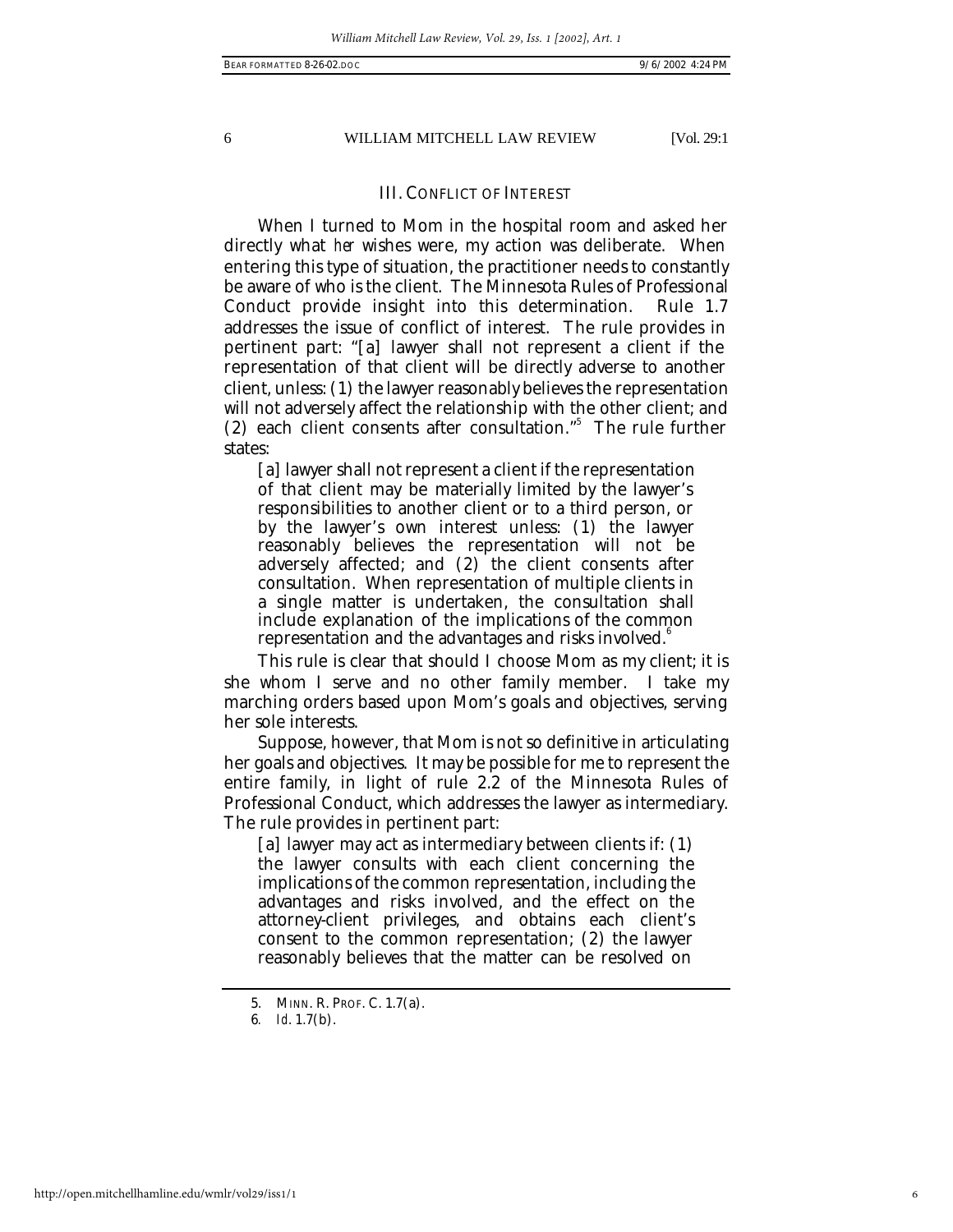## III. CONFLICT OF INTEREST

When I turned to Mom in the hospital room and asked her directly what *her* wishes were, my action was deliberate. When entering this type of situation, the practitioner needs to constantly be aware of who is the client. The Minnesota Rules of Professional Conduct provide insight into this determination. Rule 1.7 addresses the issue of conflict of interest. The rule provides in pertinent part: "[a] lawyer shall not represent a client if the representation of that client will be directly adverse to another client, unless: (1) the lawyer reasonably believes the representation will not adversely affect the relationship with the other client; and (2) each client consents after consultation."[5] The rule further states:

> [a] lawyer shall not represent a client if the representation of that client may be materially limited by the lawyer's responsibilities to another client or to a third person, or by the lawyer's own interest unless: (1) the lawyer reasonably believes the representation will not be adversely affected; and (2) the client consents after consultation. When representation of multiple clients in a single matter is undertaken, the consultation shall include explanation of the implications of the common representation and the advantages and risks involved.[6]

This rule is clear that should I choose Mom as my client; it is she whom I serve and no other family member. I take my marching orders based upon Mom's goals and objectives, serving her sole interests.

Suppose, however, that Mom is not so definitive in articulating her goals and objectives. It may be possible for me to represent the entire family, in light of rule 2.2 of the Minnesota Rules of Professional Conduct, which addresses the lawyer as intermediary. The rule provides in pertinent part:

> [a] lawyer may act as intermediary between clients if: (1) the lawyer consults with each client concerning the implications of the common representation, including the advantages and risks involved, and the effect on the attorney-client privileges, and obtains each client's consent to the common representation; (2) the lawyer reasonably believes that the matter can be resolved on

---

5. MINN. R. PROF. C. 1.7(a).

6. *Id.* 1.7(b).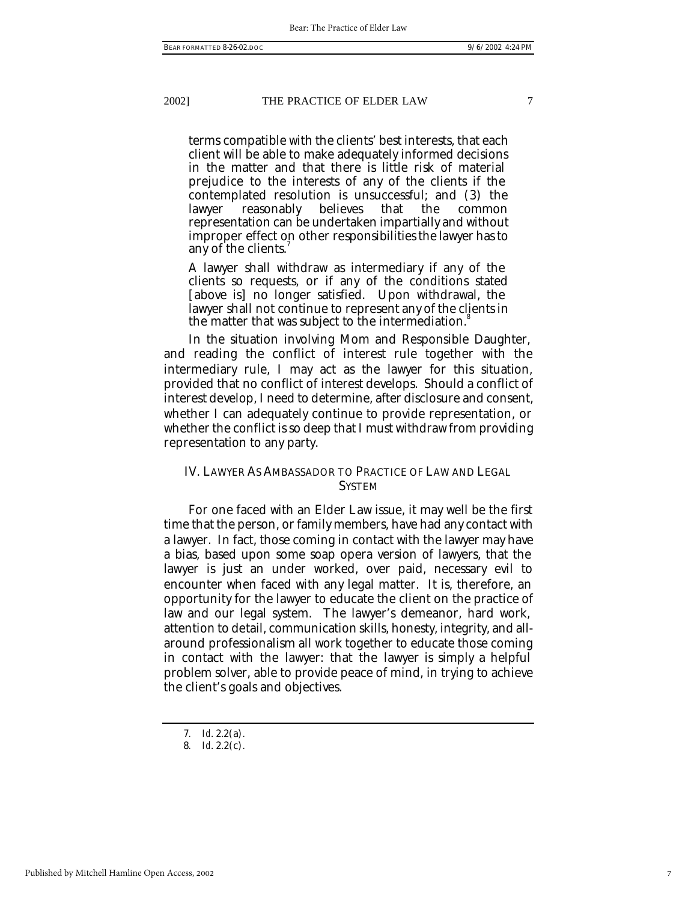> terms compatible with the clients' best interests, that each client will be able to make adequately informed decisions in the matter and that there is little risk of material prejudice to the interests of any of the clients if the contemplated resolution is unsuccessful; and (3) the lawyer reasonably believes that the common representation can be undertaken impartially and without improper effect on other responsibilities the lawyer has to any of the clients.[7]
>
> A lawyer shall withdraw as intermediary if any of the clients so requests, or if any of the conditions stated [above is] no longer satisfied. Upon withdrawal, the lawyer shall not continue to represent any of the clients in the matter that was subject to the intermediation.[8]

In the situation involving Mom and Responsible Daughter, and reading the conflict of interest rule together with the intermediary rule, I may act as the lawyer for this situation, provided that no conflict of interest develops. Should a conflict of interest develop, I need to determine, after disclosure and consent, whether I can adequately continue to provide representation, or whether the conflict is so deep that I must withdraw from providing representation to any party.

## IV. LAWYER AS AMBASSADOR TO PRACTICE OF LAW AND LEGAL SYSTEM

For one faced with an Elder Law issue, it may well be the first time that the person, or family members, have had any contact with a lawyer. In fact, those coming in contact with the lawyer may have a bias, based upon some soap opera version of lawyers, that the lawyer is just an under worked, over paid, necessary evil to encounter when faced with any legal matter. It is, therefore, an opportunity for the lawyer to educate the client on the practice of law and our legal system. The lawyer's demeanor, hard work, attention to detail, communication skills, honesty, integrity, and all-around professionalism all work together to educate those coming in contact with the lawyer: that the lawyer is simply a helpful problem solver, able to provide peace of mind, in trying to achieve the client's goals and objectives.

---

7. *Id.* 2.2(a).
8. *Id.* 2.2(c).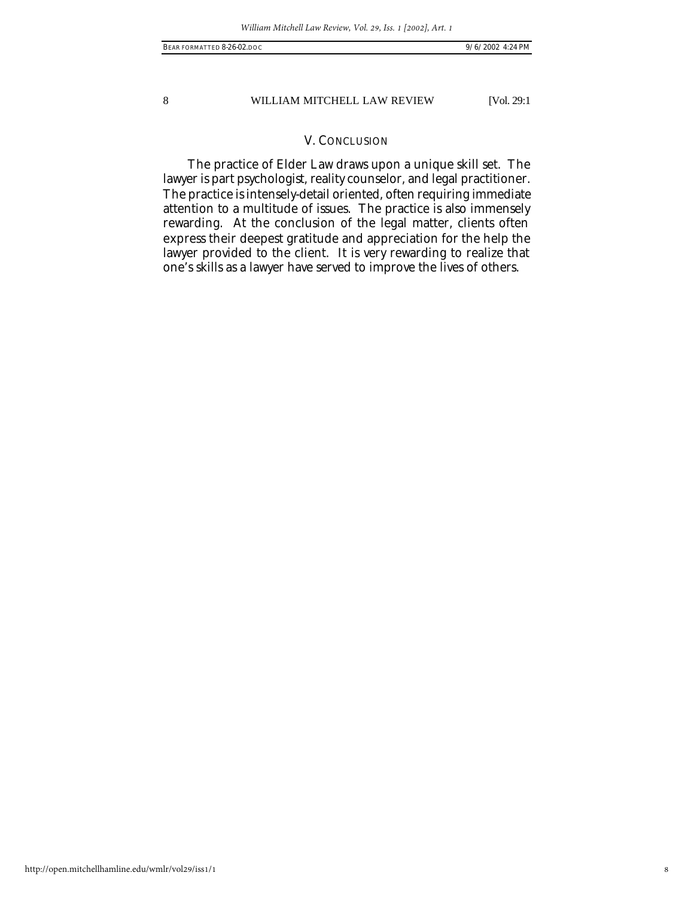## V. CONCLUSION

The practice of Elder Law draws upon a unique skill set. The lawyer is part psychologist, reality counselor, and legal practitioner. The practice is intensely-detail oriented, often requiring immediate attention to a multitude of issues. The practice is also immensely rewarding. At the conclusion of the legal matter, clients often express their deepest gratitude and appreciation for the help the lawyer provided to the client. It is very rewarding to realize that one's skills as a lawyer have served to improve the lives of others.